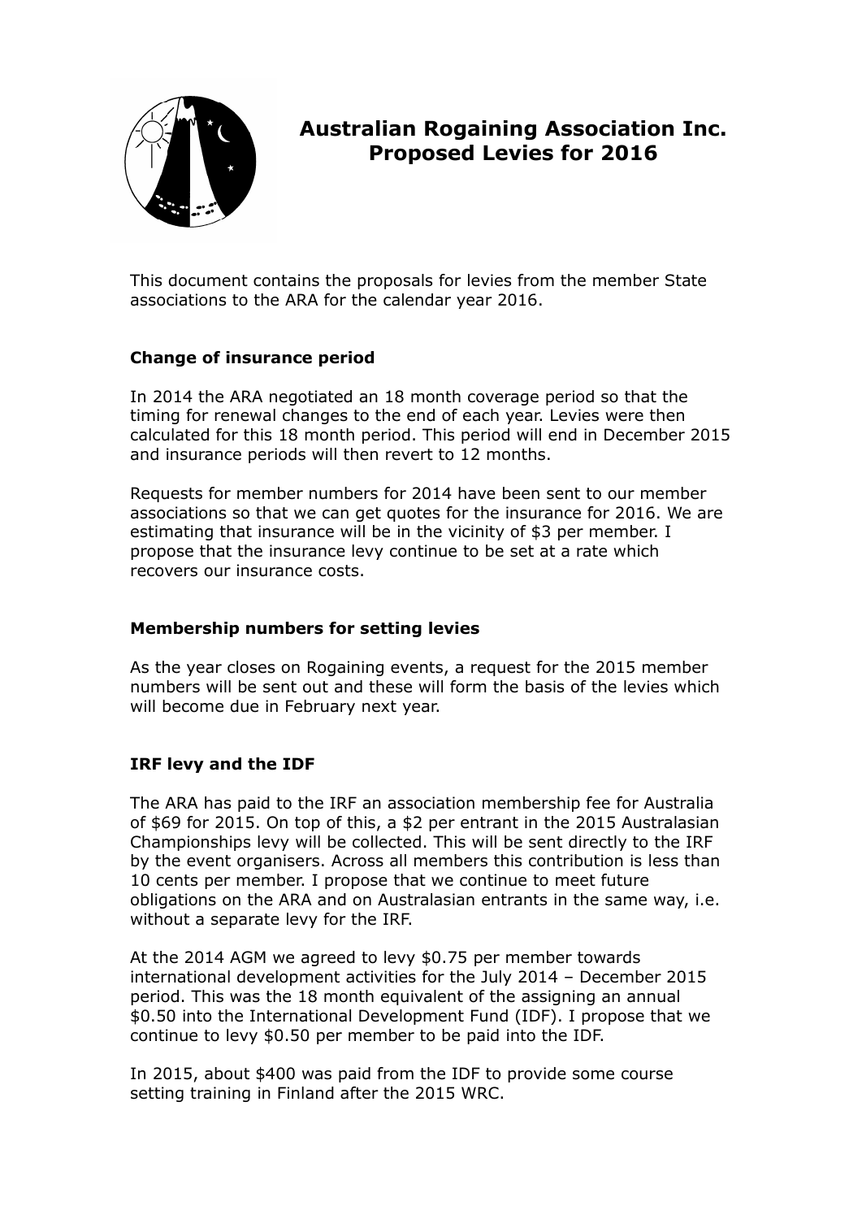# Australian Rogaining Association Inc.
# Proposed Levies for 2016

This document contains the proposals for levies from the member State associations to the ARA for the calendar year 2016.

## Change of insurance period

In 2014 the ARA negotiated an 18 month coverage period so that the timing for renewal changes to the end of each year. Levies were then calculated for this 18 month period. This period will end in December 2015 and insurance periods will then revert to 12 months.

Requests for member numbers for 2014 have been sent to our member associations so that we can get quotes for the insurance for 2016. We are estimating that insurance will be in the vicinity of $3 per member. I propose that the insurance levy continue to be set at a rate which recovers our insurance costs.

## Membership numbers for setting levies

As the year closes on Rogaining events, a request for the 2015 member numbers will be sent out and these will form the basis of the levies which will become due in February next year.

## IRF levy and the IDF

The ARA has paid to the IRF an association membership fee for Australia of $69 for 2015. On top of this, a $2 per entrant in the 2015 Australasian Championships levy will be collected. This will be sent directly to the IRF by the event organisers. Across all members this contribution is less than 10 cents per member. I propose that we continue to meet future obligations on the ARA and on Australasian entrants in the same way, i.e. without a separate levy for the IRF.

At the 2014 AGM we agreed to levy $0.75 per member towards international development activities for the July 2014 – December 2015 period. This was the 18 month equivalent of the assigning an annual $0.50 into the International Development Fund (IDF). I propose that we continue to levy $0.50 per member to be paid into the IDF.

In 2015, about $400 was paid from the IDF to provide some course setting training in Finland after the 2015 WRC.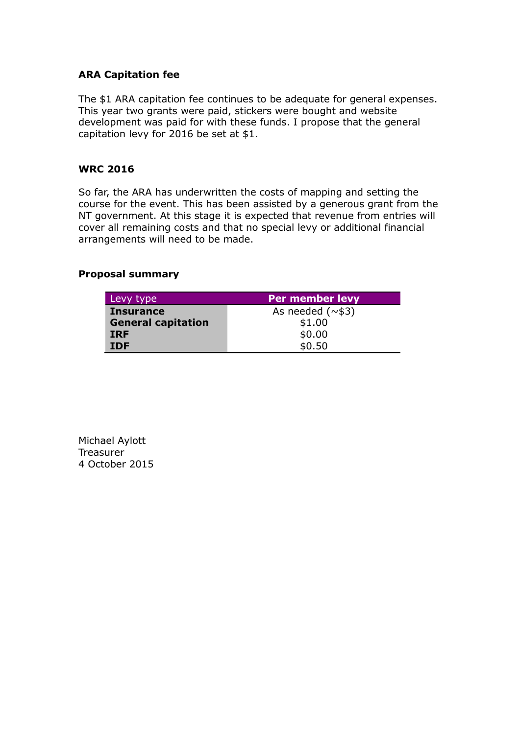### ARA Capitation fee

The $1 ARA capitation fee continues to be adequate for general expenses. This year two grants were paid, stickers were bought and website development was paid for with these funds. I propose that the general capitation levy for 2016 be set at $1.

### WRC 2016

So far, the ARA has underwritten the costs of mapping and setting the course for the event. This has been assisted by a generous grant from the NT government. At this stage it is expected that revenue from entries will cover all remaining costs and that no special levy or additional financial arrangements will need to be made.

### Proposal summary

| Levy type | Per member levy |
|---|---|
| **Insurance** | As needed (~$3) |
| **General capitation** | $1.00 |
| **IRF** | $0.00 |
| **IDF** | $0.50 |

Michael Aylott
Treasurer
4 October 2015